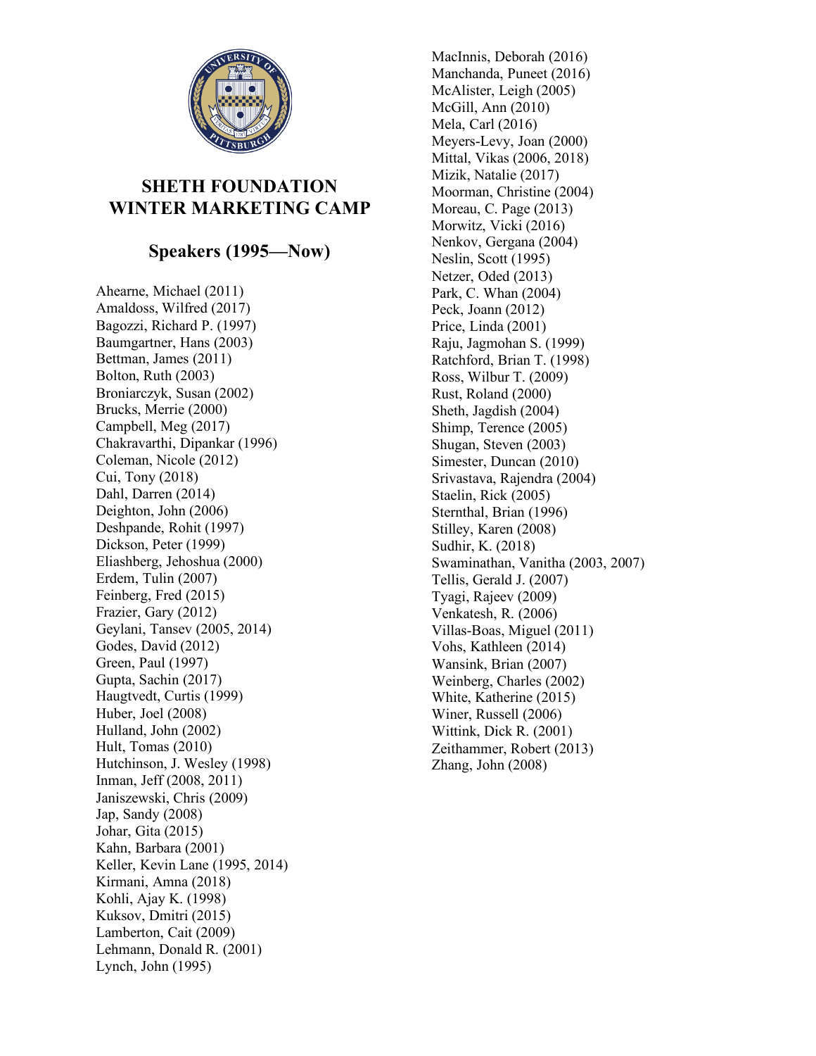# SHETH FOUNDATION WINTER MARKETING CAMP

## Speakers (1995—Now)

Ahearne, Michael (2011)
Amaldoss, Wilfred (2017)
Bagozzi, Richard P. (1997)
Baumgartner, Hans (2003)
Bettman, James (2011)
Bolton, Ruth (2003)
Broniarczyk, Susan (2002)
Brucks, Merrie (2000)
Campbell, Meg (2017)
Chakravarthi, Dipankar (1996)
Coleman, Nicole (2012)
Cui, Tony (2018)
Dahl, Darren (2014)
Deighton, John (2006)
Deshpande, Rohit (1997)
Dickson, Peter (1999)
Eliashberg, Jehoshua (2000)
Erdem, Tulin (2007)
Feinberg, Fred (2015)
Frazier, Gary (2012)
Geylani, Tansev (2005, 2014)
Godes, David (2012)
Green, Paul (1997)
Gupta, Sachin (2017)
Haugtvedt, Curtis (1999)
Huber, Joel (2008)
Hulland, John (2002)
Hult, Tomas (2010)
Hutchinson, J. Wesley (1998)
Inman, Jeff (2008, 2011)
Janiszewski, Chris (2009)
Jap, Sandy (2008)
Johar, Gita (2015)
Kahn, Barbara (2001)
Keller, Kevin Lane (1995, 2014)
Kirmani, Amna (2018)
Kohli, Ajay K. (1998)
Kuksov, Dmitri (2015)
Lamberton, Cait (2009)
Lehmann, Donald R. (2001)
Lynch, John (1995)
MacInnis, Deborah (2016)
Manchanda, Puneet (2016)
McAlister, Leigh (2005)
McGill, Ann (2010)
Mela, Carl (2016)
Meyers-Levy, Joan (2000)
Mittal, Vikas (2006, 2018)
Mizik, Natalie (2017)
Moorman, Christine (2004)
Moreau, C. Page (2013)
Morwitz, Vicki (2016)
Nenkov, Gergana (2004)
Neslin, Scott (1995)
Netzer, Oded (2013)
Park, C. Whan (2004)
Peck, Joann (2012)
Price, Linda (2001)
Raju, Jagmohan S. (1999)
Ratchford, Brian T. (1998)
Ross, Wilbur T. (2009)
Rust, Roland (2000)
Sheth, Jagdish (2004)
Shimp, Terence (2005)
Shugan, Steven (2003)
Simester, Duncan (2010)
Srivastava, Rajendra (2004)
Staelin, Rick (2005)
Sternthal, Brian (1996)
Stilley, Karen (2008)
Sudhir, K. (2018)
Swaminathan, Vanitha (2003, 2007)
Tellis, Gerald J. (2007)
Tyagi, Rajeev (2009)
Venkatesh, R. (2006)
Villas-Boas, Miguel (2011)
Vohs, Kathleen (2014)
Wansink, Brian (2007)
Weinberg, Charles (2002)
White, Katherine (2015)
Winer, Russell (2006)
Wittink, Dick R. (2001)
Zeithammer, Robert (2013)
Zhang, John (2008)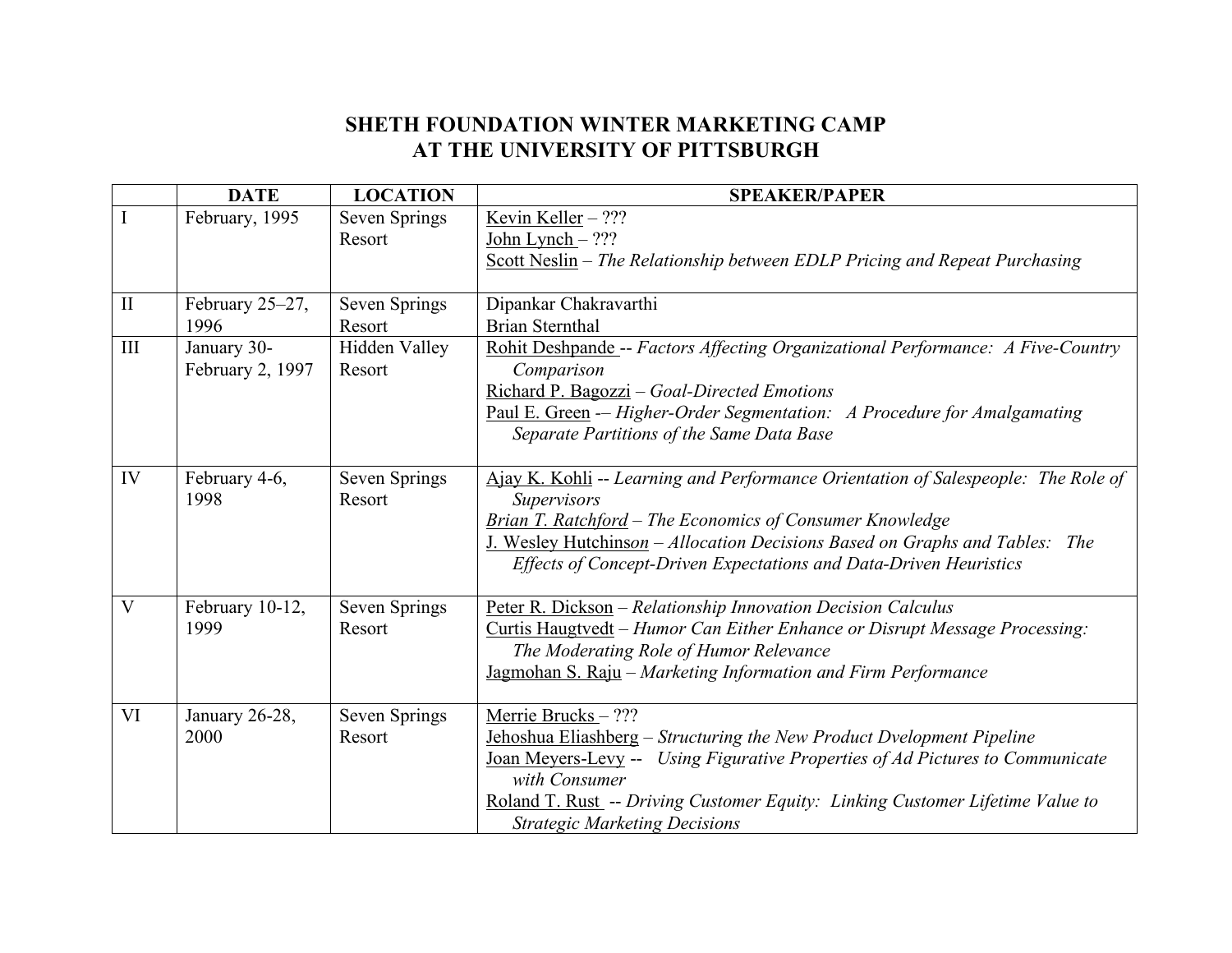# SHETH FOUNDATION WINTER MARKETING CAMP AT THE UNIVERSITY OF PITTSBURGH

| | DATE | LOCATION | SPEAKER/PAPER |
|---|---|---|---|
| I | February, 1995 | Seven Springs Resort | Kevin Keller – ???<br>John Lynch – ???<br>Scott Neslin – *The Relationship between EDLP Pricing and Repeat Purchasing* |
| II | February 25–27, 1996 | Seven Springs Resort | Dipankar Chakravarthi<br>Brian Sternthal |
| III | January 30-February 2, 1997 | Hidden Valley Resort | Rohit Deshpande -- *Factors Affecting Organizational Performance: A Five-Country Comparison*<br>Richard P. Bagozzi – *Goal-Directed Emotions*<br>Paul E. Green -– *Higher-Order Segmentation: A Procedure for Amalgamating Separate Partitions of the Same Data Base* |
| IV | February 4-6, 1998 | Seven Springs Resort | Ajay K. Kohli -- *Learning and Performance Orientation of Salespeople: The Role of Supervisors*<br>*Brian T. Ratchford* – *The Economics of Consumer Knowledge*<br>J. Wesley Hutchinson – *Allocation Decisions Based on Graphs and Tables: The Effects of Concept-Driven Expectations and Data-Driven Heuristics* |
| V | February 10-12, 1999 | Seven Springs Resort | Peter R. Dickson – *Relationship Innovation Decision Calculus*<br>Curtis Haugtvedt – *Humor Can Either Enhance or Disrupt Message Processing: The Moderating Role of Humor Relevance*<br>Jagmohan S. Raju – *Marketing Information and Firm Performance* |
| VI | January 26-28, 2000 | Seven Springs Resort | Merrie Brucks – ???<br>Jehoshua Eliashberg – *Structuring the New Product Dvelopment Pipeline*<br>Joan Meyers-Levy -- *Using Figurative Properties of Ad Pictures to Communicate with Consumer*<br>Roland T. Rust -- *Driving Customer Equity: Linking Customer Lifetime Value to Strategic Marketing Decisions* |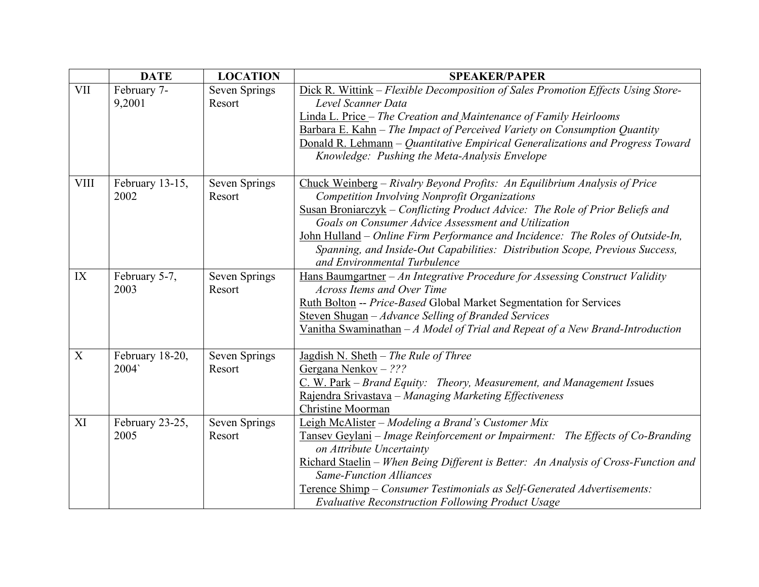| | DATE | LOCATION | SPEAKER/PAPER |
|---|---|---|---|
| VII | February 7-9,2001 | Seven Springs Resort | Dick R. Wittink – *Flexible Decomposition of Sales Promotion Effects Using Store-Level Scanner Data*<br>Linda L. Price – *The Creation and Maintenance of Family Heirlooms*<br>Barbara E. Kahn – *The Impact of Perceived Variety on Consumption Quantity*<br>Donald R. Lehmann – *Quantitative Empirical Generalizations and Progress Toward Knowledge: Pushing the Meta-Analysis Envelope* |
| VIII | February 13-15, 2002 | Seven Springs Resort | Chuck Weinberg – *Rivalry Beyond Profits: An Equilibrium Analysis of Price Competition Involving Nonprofit Organizations*<br>Susan Broniarczyk – *Conflicting Product Advice: The Role of Prior Beliefs and Goals on Consumer Advice Assessment and Utilization*<br>John Hulland – *Online Firm Performance and Incidence: The Roles of Outside-In, Spanning, and Inside-Out Capabilities: Distribution Scope, Previous Success, and Environmental Turbulence* |
| IX | February 5-7, 2003 | Seven Springs Resort | Hans Baumgartner – *An Integrative Procedure for Assessing Construct Validity Across Items and Over Time*<br>Ruth Bolton -- *Price-Based* Global Market Segmentation for Services<br>Steven Shugan – *Advance Selling of Branded Services*<br>Vanitha Swaminathan – *A Model of Trial and Repeat of a New Brand-Introduction* |
| X | February 18-20, 2004` | Seven Springs Resort | Jagdish N. Sheth – *The Rule of Three*<br>Gergana Nenkov – *???*<br>C. W. Park – *Brand Equity: Theory, Measurement, and Management Is*sues<br>Rajendra Srivastava – *Managing Marketing Effectiveness*<br>Christine Moorman |
| XI | February 23-25, 2005 | Seven Springs Resort | Leigh McAlister – *Modeling a Brand's Customer Mix*<br>Tansev Geylani – *Image Reinforcement or Impairment: The Effects of Co-Branding on Attribute Uncertainty*<br>Richard Staelin – *When Being Different is Better: An Analysis of Cross-Function and Same-Function Alliances*<br>Terence Shimp – *Consumer Testimonials as Self-Generated Advertisements: Evaluative Reconstruction Following Product Usage* |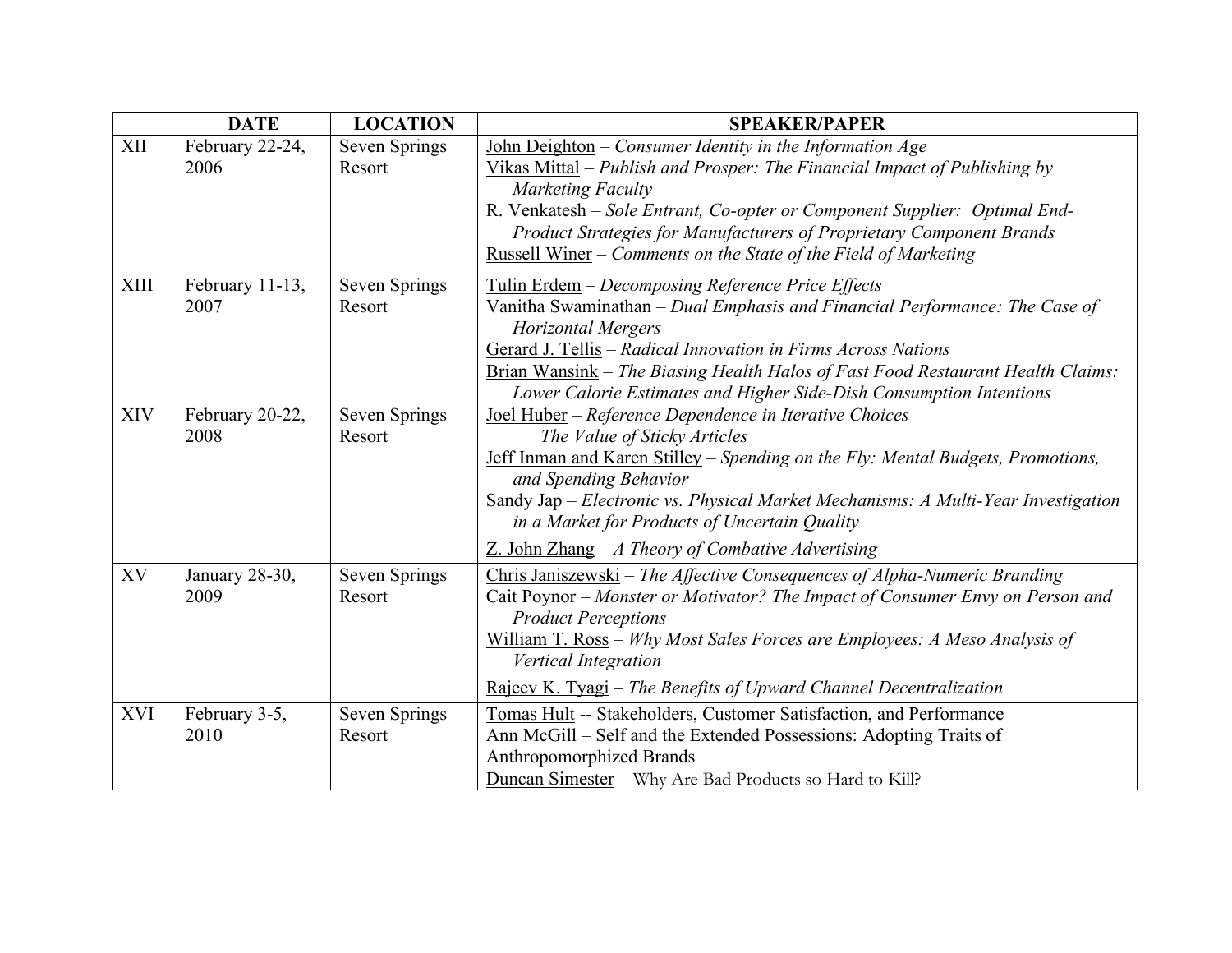| | DATE | LOCATION | SPEAKER/PAPER |
|---|---|---|---|
| XII | February 22-24, 2006 | Seven Springs Resort | John Deighton – *Consumer Identity in the Information Age*<br>Vikas Mittal – *Publish and Prosper: The Financial Impact of Publishing by Marketing Faculty*<br>R. Venkatesh – *Sole Entrant, Co-opter or Component Supplier: Optimal End-Product Strategies for Manufacturers of Proprietary Component Brands*<br>Russell Winer – *Comments on the State of the Field of Marketing* |
| XIII | February 11-13, 2007 | Seven Springs Resort | Tulin Erdem – *Decomposing Reference Price Effects*<br>Vanitha Swaminathan – *Dual Emphasis and Financial Performance: The Case of Horizontal Mergers*<br>Gerard J. Tellis – *Radical Innovation in Firms Across Nations*<br>Brian Wansink – *The Biasing Health Halos of Fast Food Restaurant Health Claims: Lower Calorie Estimates and Higher Side-Dish Consumption Intentions* |
| XIV | February 20-22, 2008 | Seven Springs Resort | Joel Huber – *Reference Dependence in Iterative Choices*<br>*The Value of Sticky Articles*<br>Jeff Inman and Karen Stilley – *Spending on the Fly: Mental Budgets, Promotions, and Spending Behavior*<br>Sandy Jap – *Electronic vs. Physical Market Mechanisms: A Multi-Year Investigation in a Market for Products of Uncertain Quality*<br>Z. John Zhang – *A Theory of Combative Advertising* |
| XV | January 28-30, 2009 | Seven Springs Resort | Chris Janiszewski – *The Affective Consequences of Alpha-Numeric Branding*<br>Cait Poynor – *Monster or Motivator? The Impact of Consumer Envy on Person and Product Perceptions*<br>William T. Ross – *Why Most Sales Forces are Employees: A Meso Analysis of Vertical Integration*<br>Rajeev K. Tyagi – *The Benefits of Upward Channel Decentralization* |
| XVI | February 3-5, 2010 | Seven Springs Resort | Tomas Hult -- Stakeholders, Customer Satisfaction, and Performance<br>Ann McGill – Self and the Extended Possessions: Adopting Traits of Anthropomorphized Brands<br>Duncan Simester – Why Are Bad Products so Hard to Kill? |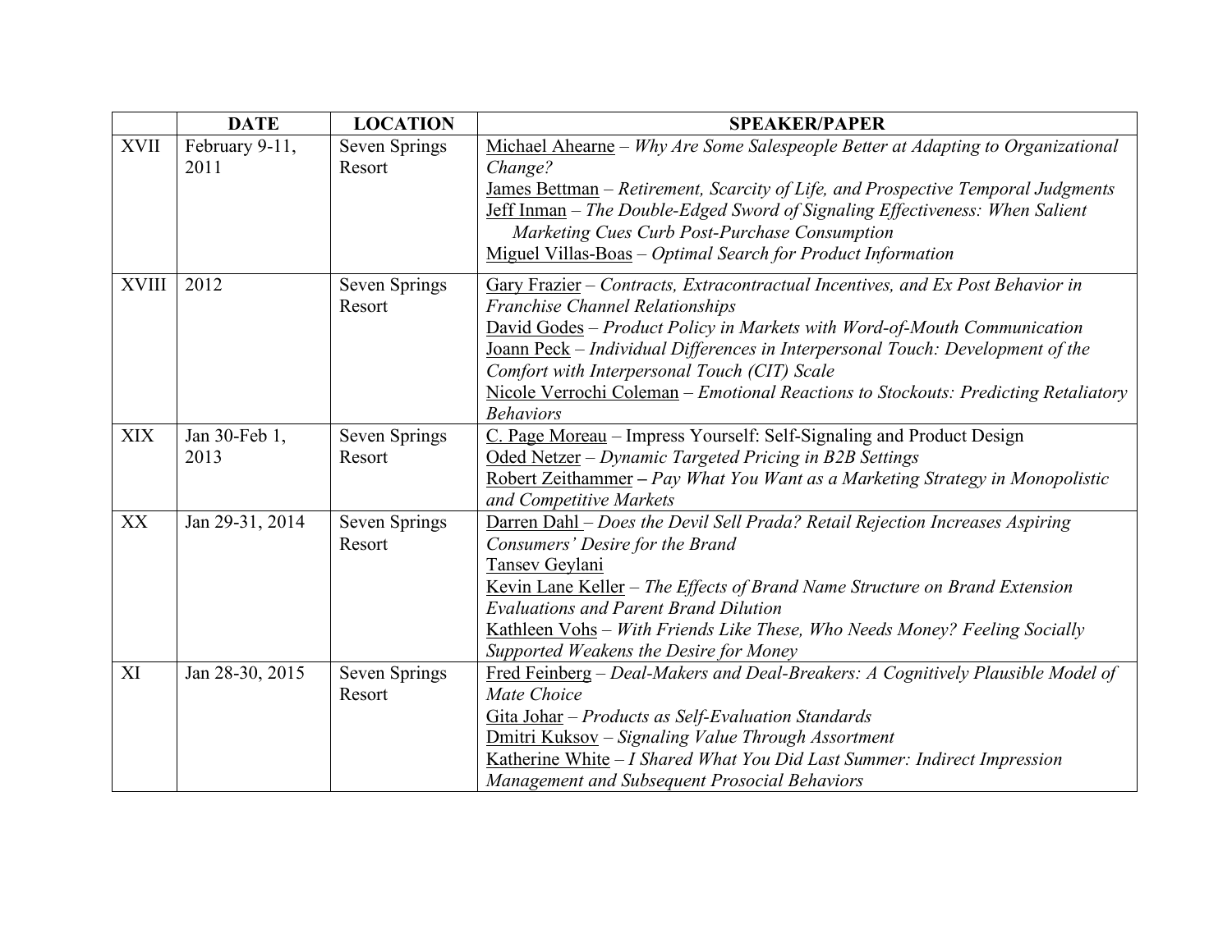| | DATE | LOCATION | SPEAKER/PAPER |
|---|---|---|---|
| XVII | February 9-11, 2011 | Seven Springs Resort | Michael Ahearne – *Why Are Some Salespeople Better at Adapting to Organizational Change?*<br>James Bettman – *Retirement, Scarcity of Life, and Prospective Temporal Judgments*<br>Jeff Inman – *The Double-Edged Sword of Signaling Effectiveness: When Salient Marketing Cues Curb Post-Purchase Consumption*<br>Miguel Villas-Boas – *Optimal Search for Product Information* |
| XVIII | 2012 | Seven Springs Resort | Gary Frazier – *Contracts, Extracontractual Incentives, and Ex Post Behavior in Franchise Channel Relationships*<br>David Godes – *Product Policy in Markets with Word-of-Mouth Communication*<br>Joann Peck – *Individual Differences in Interpersonal Touch: Development of the Comfort with Interpersonal Touch (CIT) Scale*<br>Nicole Verrochi Coleman – *Emotional Reactions to Stockouts: Predicting Retaliatory Behaviors* |
| XIX | Jan 30-Feb 1, 2013 | Seven Springs Resort | C. Page Moreau – Impress Yourself: Self-Signaling and Product Design<br>Oded Netzer – *Dynamic Targeted Pricing in B2B Settings*<br>Robert Zeithammer **–** *Pay What You Want as a Marketing Strategy in Monopolistic and Competitive Markets* |
| XX | Jan 29-31, 2014 | Seven Springs Resort | Darren Dahl – *Does the Devil Sell Prada? Retail Rejection Increases Aspiring Consumers' Desire for the Brand*<br>Tansev Geylani<br>Kevin Lane Keller – *The Effects of Brand Name Structure on Brand Extension Evaluations and Parent Brand Dilution*<br>Kathleen Vohs – *With Friends Like These, Who Needs Money? Feeling Socially Supported Weakens the Desire for Money* |
| XI | Jan 28-30, 2015 | Seven Springs Resort | Fred Feinberg – *Deal-Makers and Deal-Breakers: A Cognitively Plausible Model of Mate Choice*<br>Gita Johar – *Products as Self-Evaluation Standards*<br>Dmitri Kuksov – *Signaling Value Through Assortment*<br>Katherine White – *I Shared What You Did Last Summer: Indirect Impression Management and Subsequent Prosocial Behaviors* |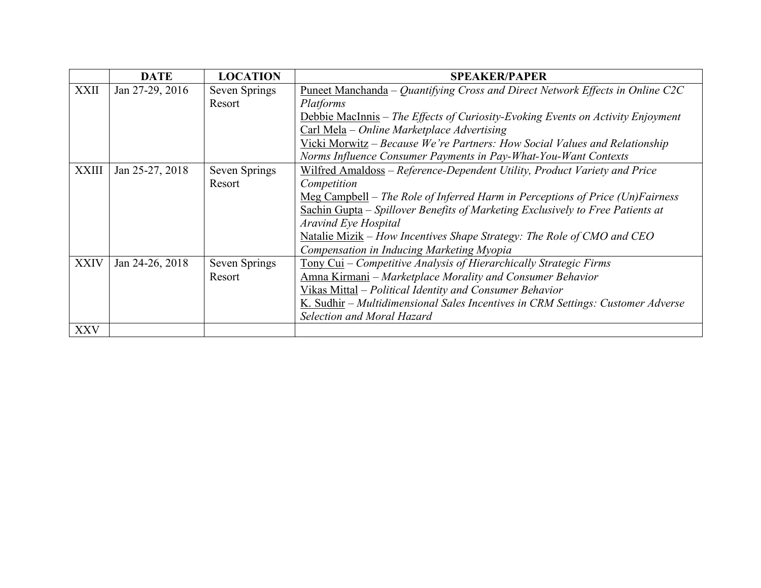| | DATE | LOCATION | SPEAKER/PAPER |
|---|---|---|---|
| XXII | Jan 27-29, 2016 | Seven Springs Resort | Puneet Manchanda – *Quantifying Cross and Direct Network Effects in Online C2C Platforms*<br>Debbie MacInnis – *The Effects of Curiosity-Evoking Events on Activity Enjoyment*<br>Carl Mela – *Online Marketplace Advertising*<br>Vicki Morwitz – *Because We're Partners: How Social Values and Relationship Norms Influence Consumer Payments in Pay-What-You-Want Contexts* |
| XXIII | Jan 25-27, 2018 | Seven Springs Resort | Wilfred Amaldoss – *Reference-Dependent Utility, Product Variety and Price Competition*<br>Meg Campbell – *The Role of Inferred Harm in Perceptions of Price (Un)Fairness*<br>Sachin Gupta – *Spillover Benefits of Marketing Exclusively to Free Patients at Aravind Eye Hospital*<br>Natalie Mizik – *How Incentives Shape Strategy: The Role of CMO and CEO Compensation in Inducing Marketing Myopia* |
| XXIV | Jan 24-26, 2018 | Seven Springs Resort | Tony Cui – *Competitive Analysis of Hierarchically Strategic Firms*<br>Amna Kirmani – *Marketplace Morality and Consumer Behavior*<br>Vikas Mittal – *Political Identity and Consumer Behavior*<br>K. Sudhir – *Multidimensional Sales Incentives in CRM Settings: Customer Adverse Selection and Moral Hazard* |
| XXV | | | |